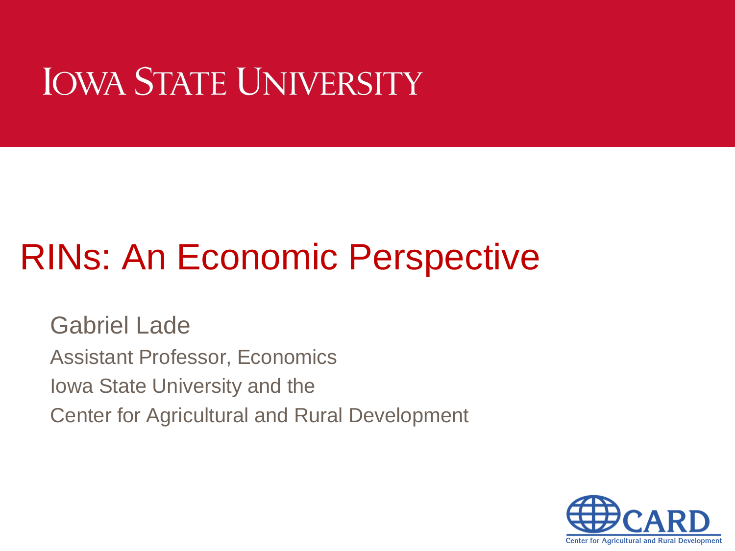IOWA STATE UNIVERSITY

# RINs: An Economic Perspective

Gabriel Lade

Assistant Professor, Economics

Iowa State University and the

Center for Agricultural and Rural Development

CARD
Center for Agricultural and Rural Development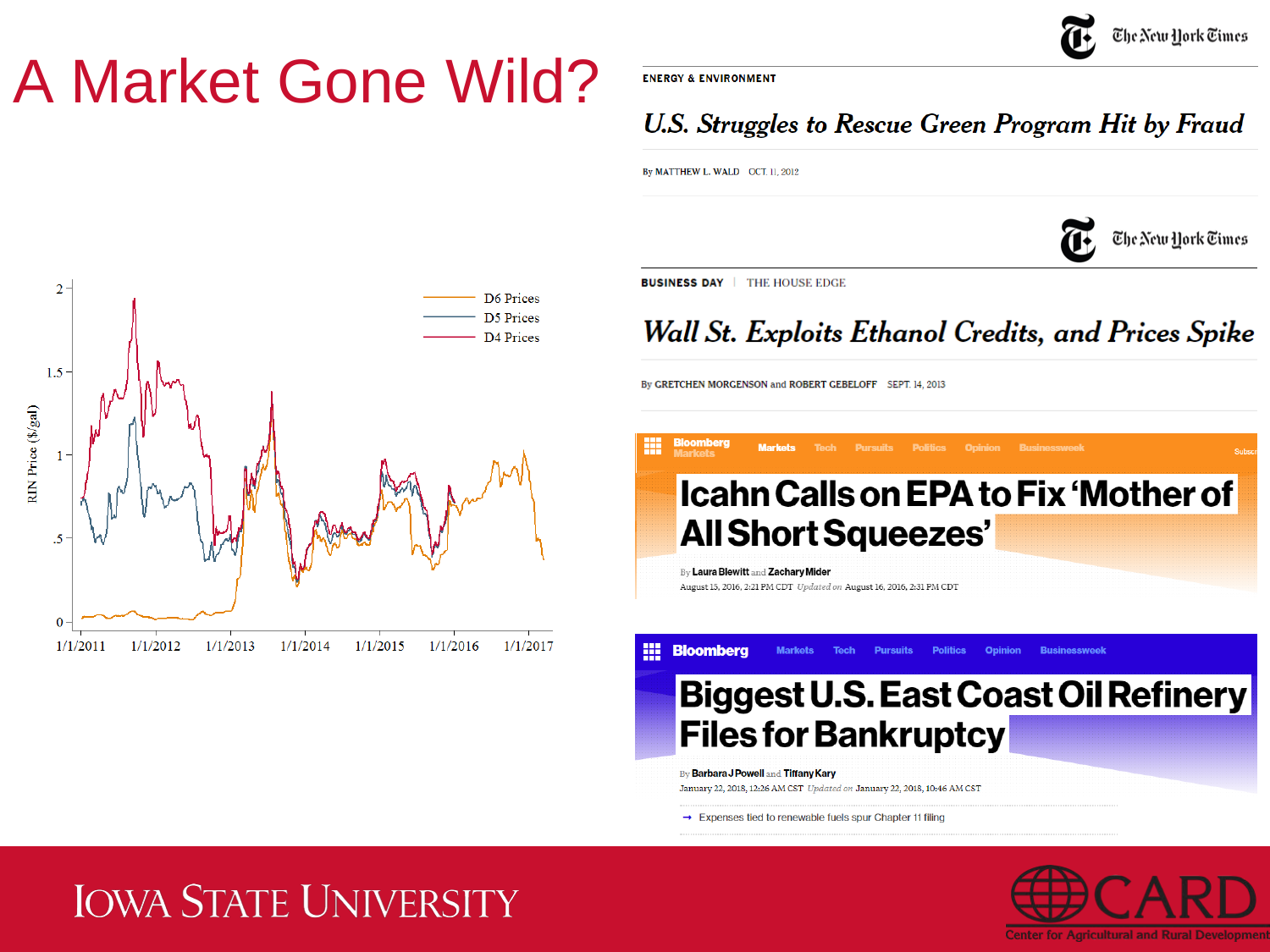# A Market Gone Wild?

RIN Price ($/gal)

D6 Prices
D5 Prices
D4 Prices

2
1.5
1
.5
0

1/1/2011 1/1/2012 1/1/2013 1/1/2014 1/1/2015 1/1/2016 1/1/2017

**The New York Times**

ENERGY & ENVIRONMENT

## *U.S. Struggles to Rescue Green Program Hit by Fraud*

By MATTHEW L. WALD OCT. 11, 2012

**The New York Times**

BUSINESS DAY | THE HOUSE EDGE

## *Wall St. Exploits Ethanol Credits, and Prices Spike*

By GRETCHEN MORGENSON and ROBERT GEBELOFF SEPT. 14, 2013

**Bloomberg Markets**

## Icahn Calls on EPA to Fix 'Mother of All Short Squeezes'

By Laura Blewitt and Zachary Mider
August 15, 2016, 2:21 PM CDT *Updated on* August 16, 2016, 2:31 PM CDT

**Bloomberg**

## Biggest U.S. East Coast Oil Refinery Files for Bankruptcy

By Barbara J Powell and Tiffany Kary
January 22, 2018, 12:26 AM CST *Updated on* January 22, 2018, 10:46 AM CST

→ Expenses tied to renewable fuels spur Chapter 11 filing

IOWA STATE UNIVERSITY

CARD
Center for Agricultural and Rural Development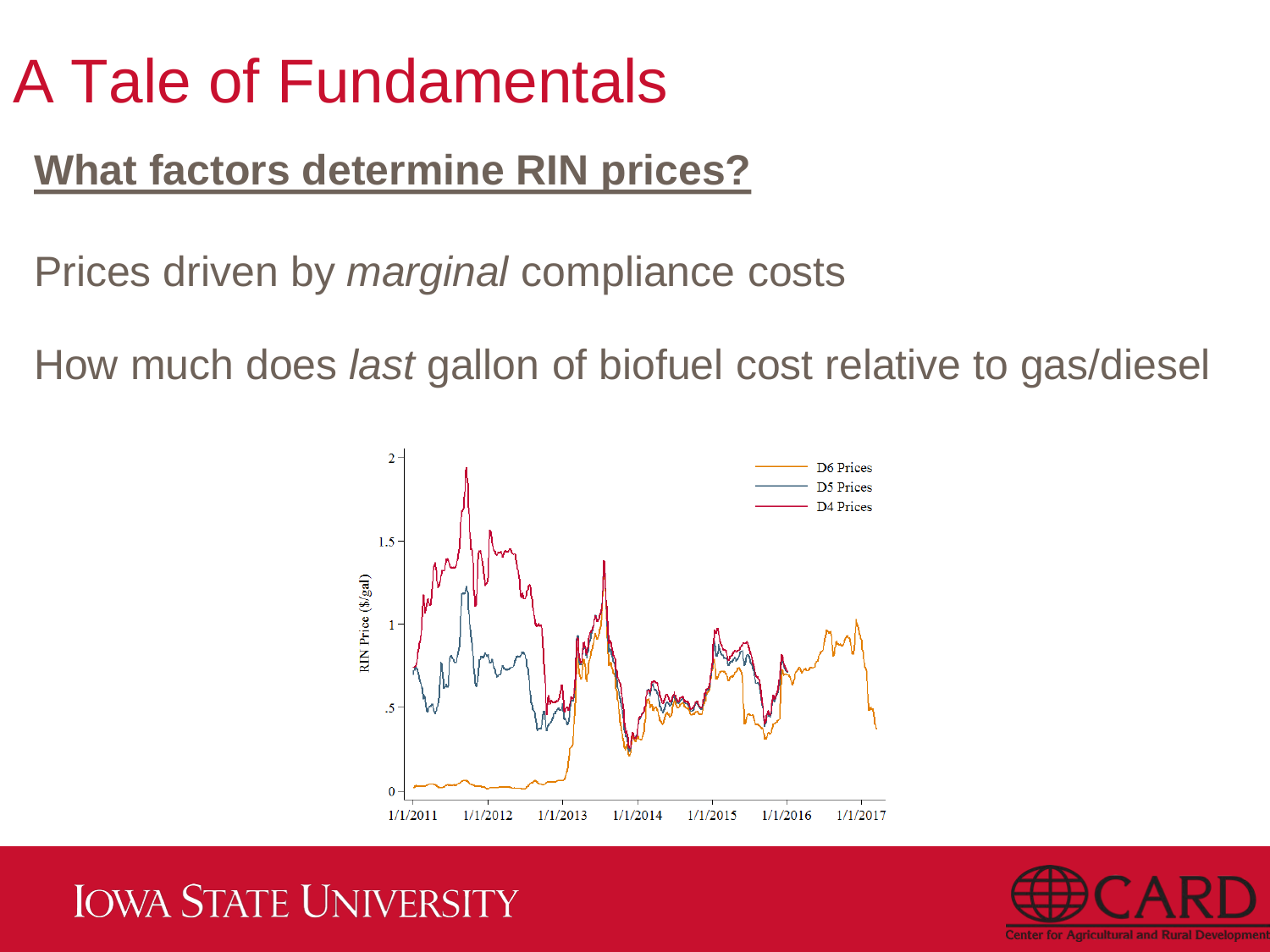# A Tale of Fundamentals

## **What factors determine RIN prices?**

Prices driven by *marginal* compliance costs

How much does *last* gallon of biofuel cost relative to gas/diesel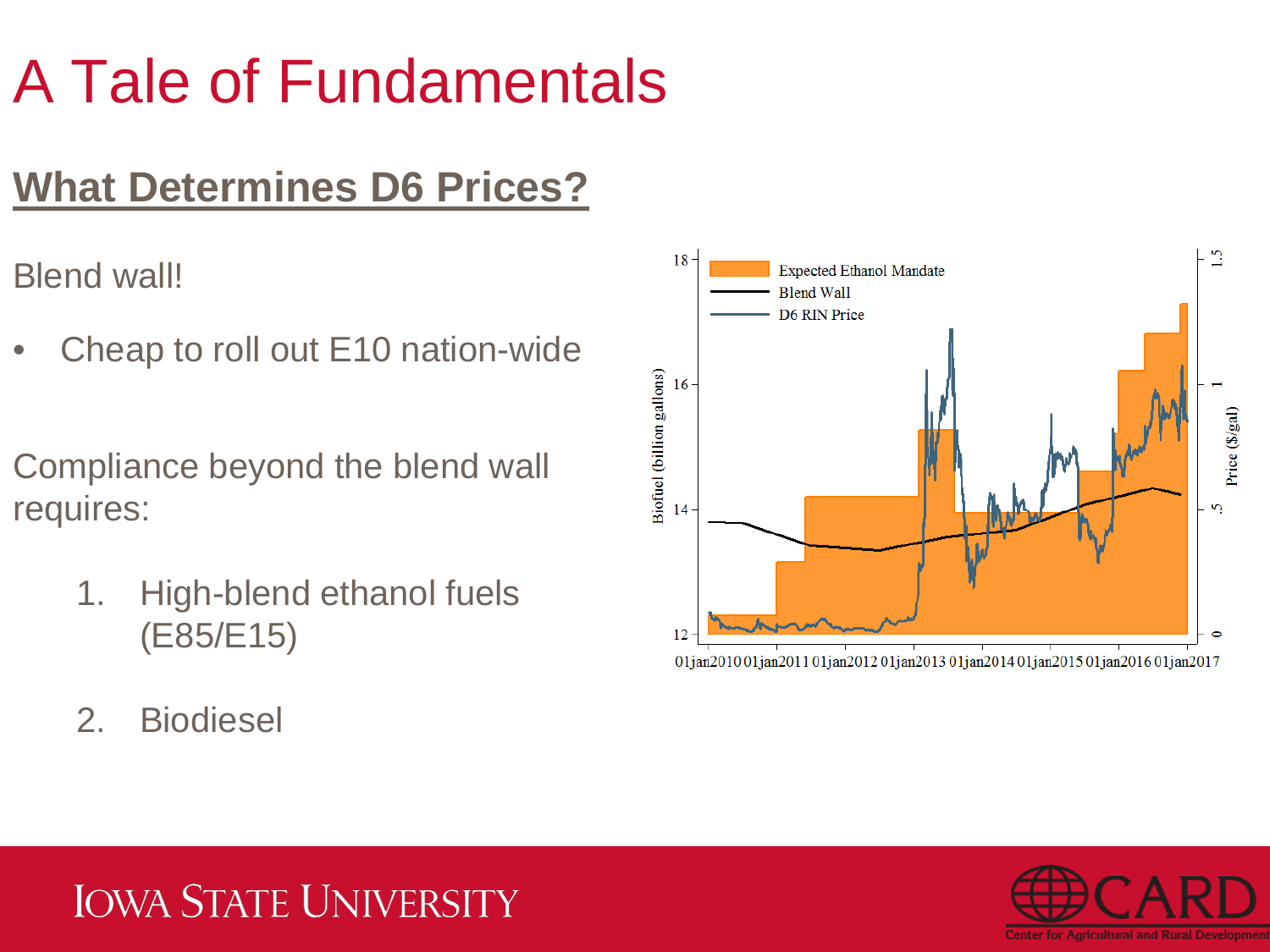# A Tale of Fundamentals

## What Determines D6 Prices?

Blend wall!

- Cheap to roll out E10 nation-wide

Compliance beyond the blend wall requires:

1. High-blend ethanol fuels (E85/E15)
2. Biodiesel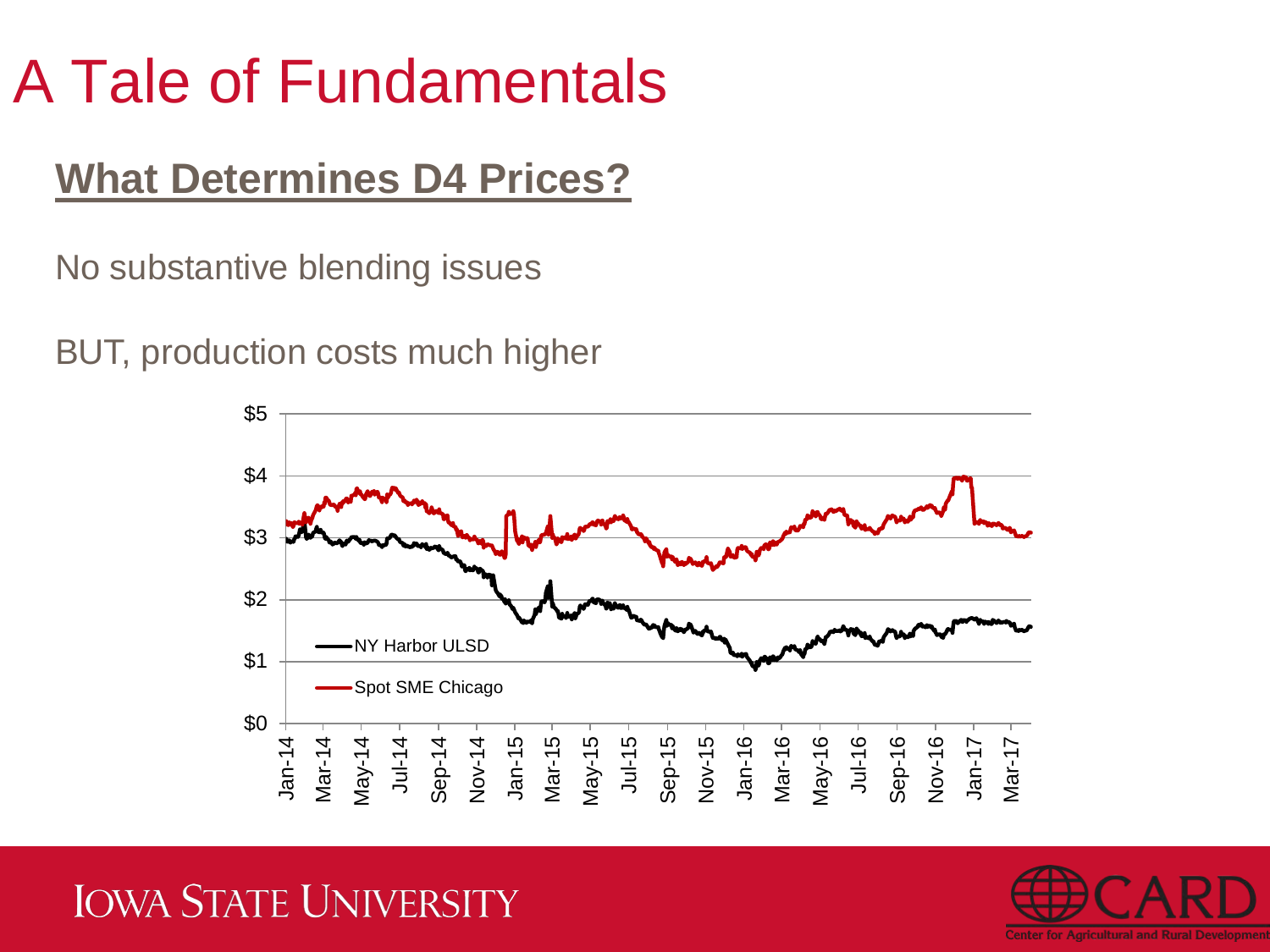# A Tale of Fundamentals

## What Determines D4 Prices?

No substantive blending issues

BUT, production costs much higher

$5
$4
$3
$2
$1
$0

NY Harbor ULSD
Spot SME Chicago

Jan-14 Mar-14 May-14 Jul-14 Sep-14 Nov-14 Jan-15 Mar-15 May-15 Jul-15 Sep-15 Nov-15 Jan-16 Mar-16 May-16 Jul-16 Sep-16 Nov-16 Jan-17 Mar-17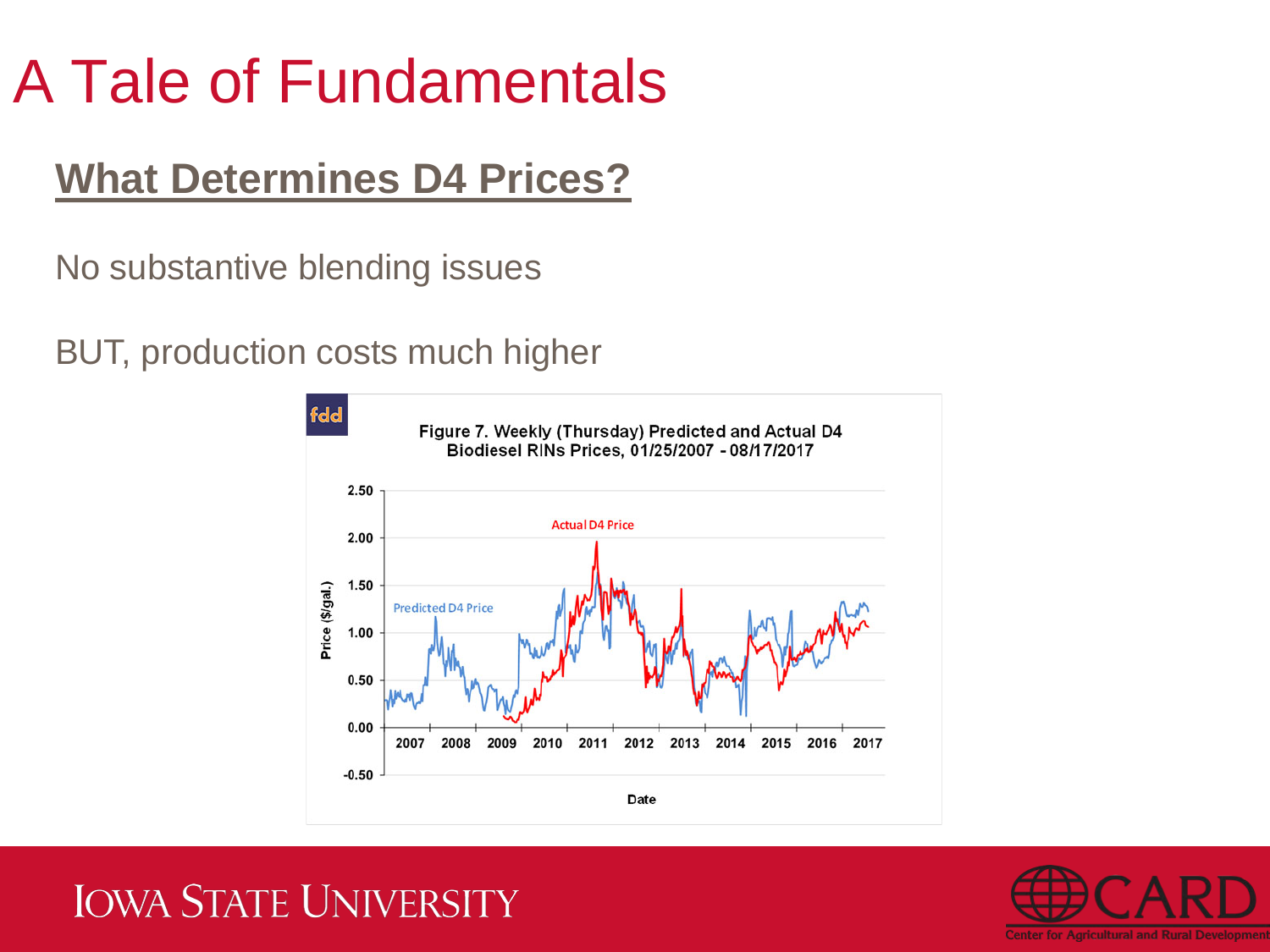# A Tale of Fundamentals

## What Determines D4 Prices?

No substantive blending issues

BUT, production costs much higher

Figure 7. Weekly (Thursday) Predicted and Actual D4 Biodiesel RINs Prices, 01/25/2007 - 08/17/2017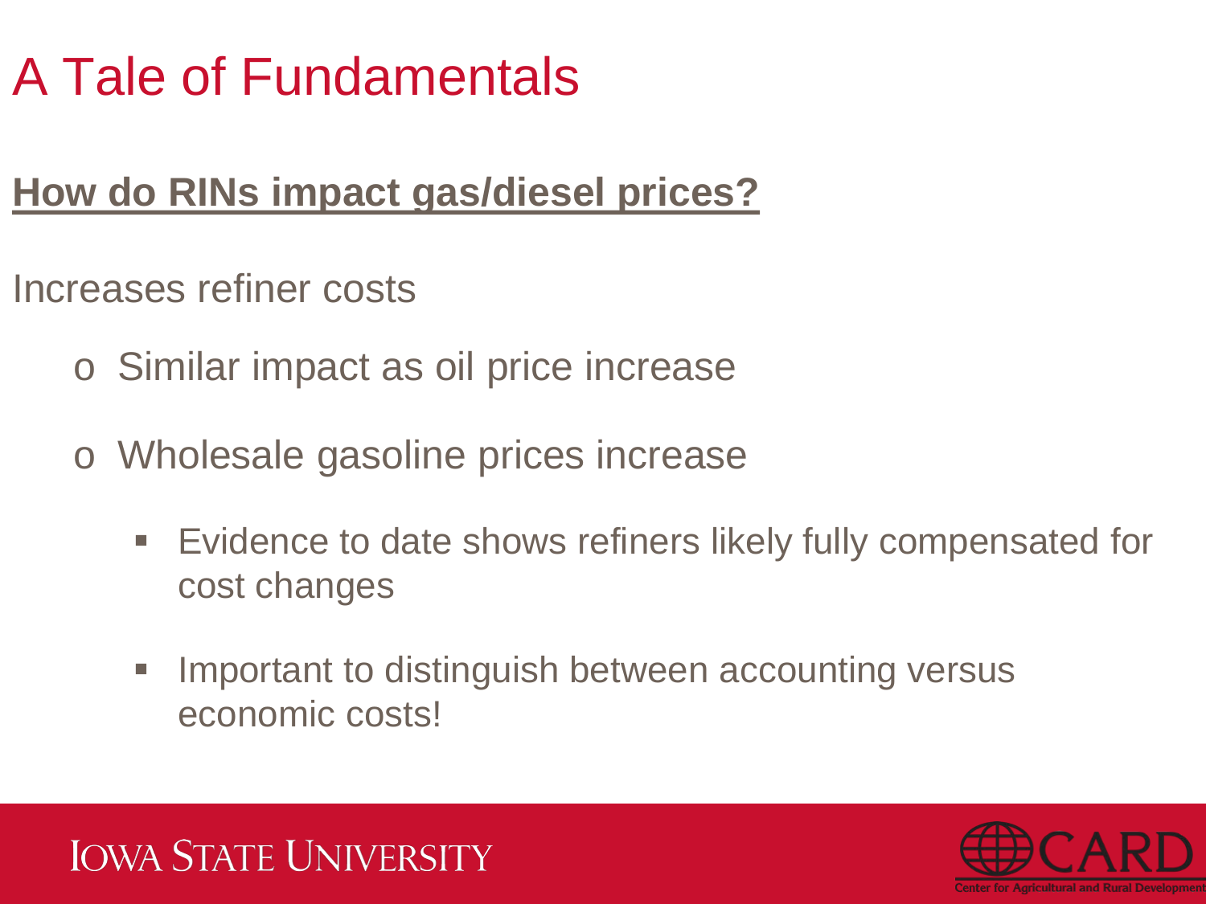# A Tale of Fundamentals

**How do RINs impact gas/diesel prices?**

Increases refiner costs

- Similar impact as oil price increase
- Wholesale gasoline prices increase
  - Evidence to date shows refiners likely fully compensated for cost changes
  - Important to distinguish between accounting versus economic costs!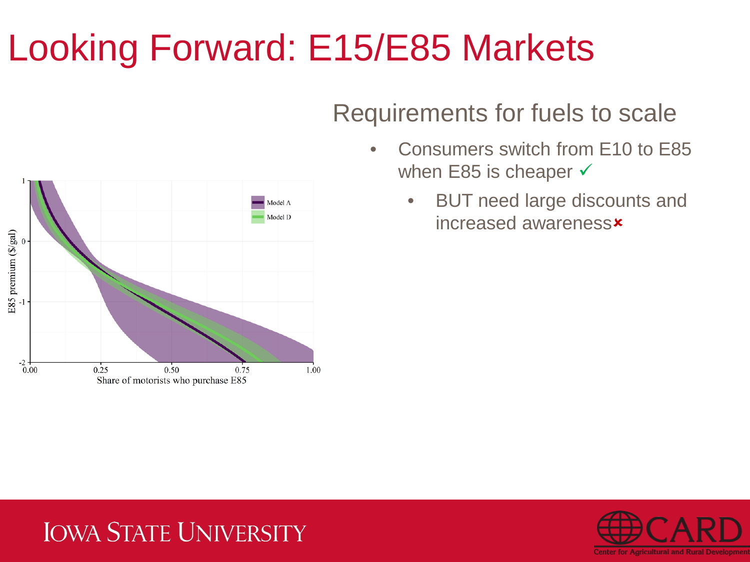# Looking Forward: E15/E85 Markets

## Requirements for fuels to scale

- Consumers switch from E10 to E85 when E85 is cheaper ✓
  - BUT need large discounts and increased awareness ✗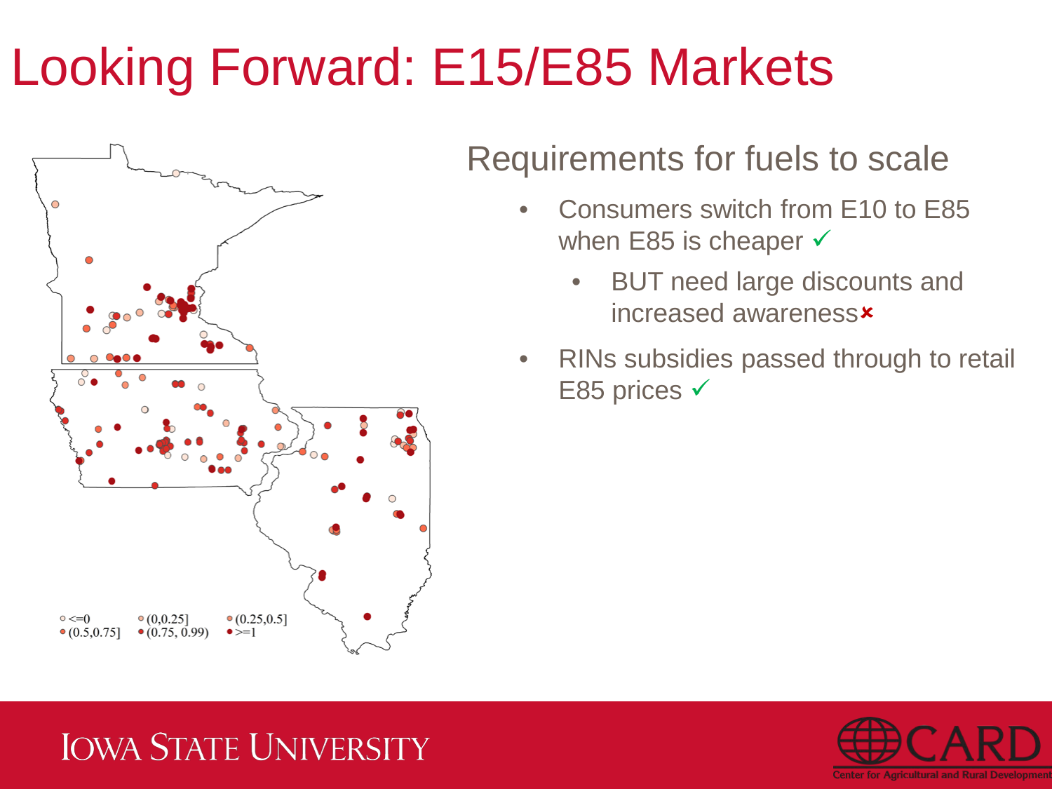# Looking Forward: E15/E85 Markets

○ <=0 ○ (0,0.25] ● (0.25,0.5]
● (0.5,0.75] ● (0.75, 0.99) ● >=1

## Requirements for fuels to scale

- Consumers switch from E10 to E85 when E85 is cheaper ✓
  - BUT need large discounts and increased awareness ✗
- RINs subsidies passed through to retail E85 prices ✓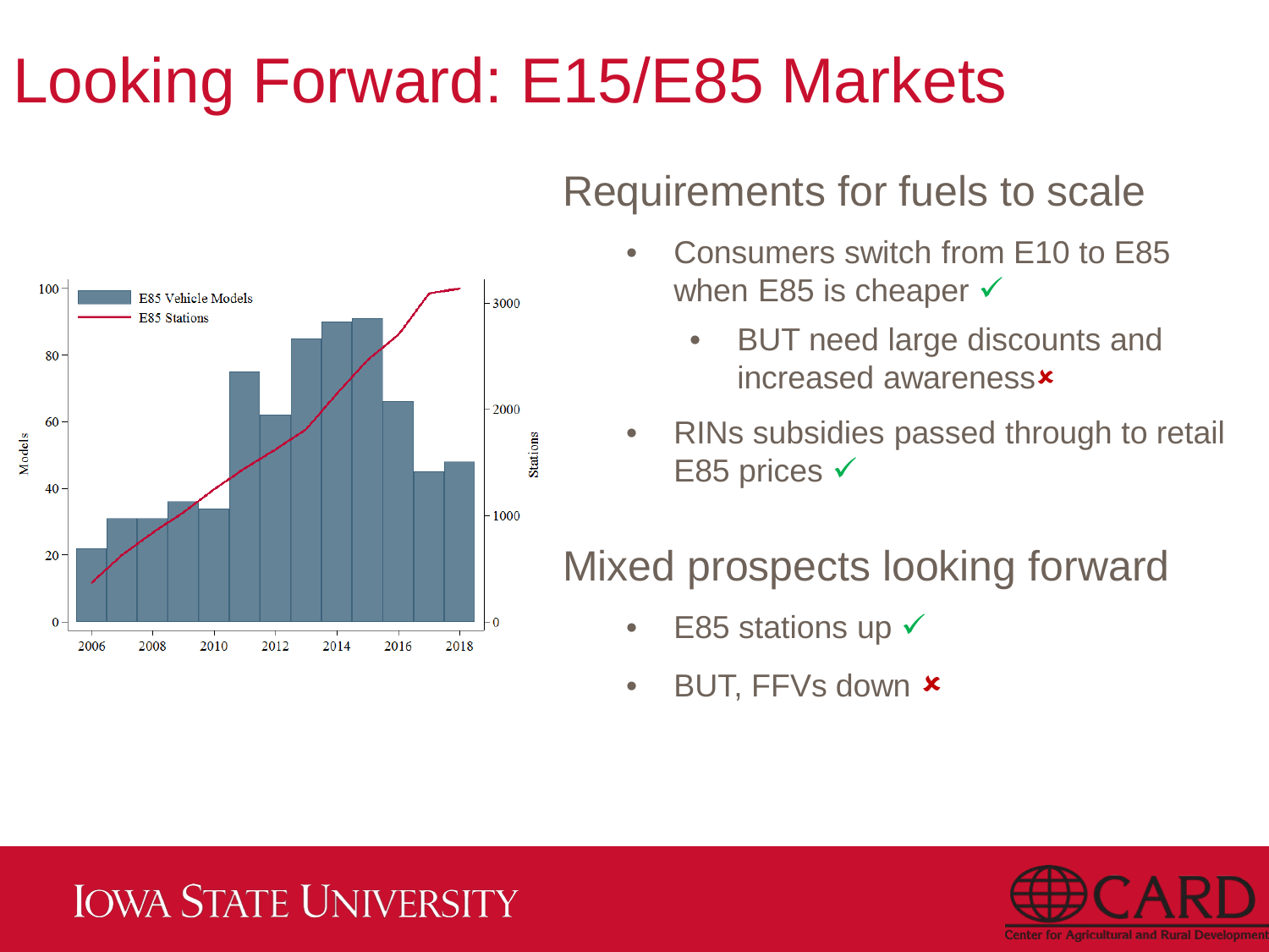# Looking Forward: E15/E85 Markets

## Requirements for fuels to scale

- Consumers switch from E10 to E85 when E85 is cheaper ✓
  - BUT need large discounts and increased awareness ✗
- RINs subsidies passed through to retail E85 prices ✓

## Mixed prospects looking forward

- E85 stations up ✓
- BUT, FFVs down ✗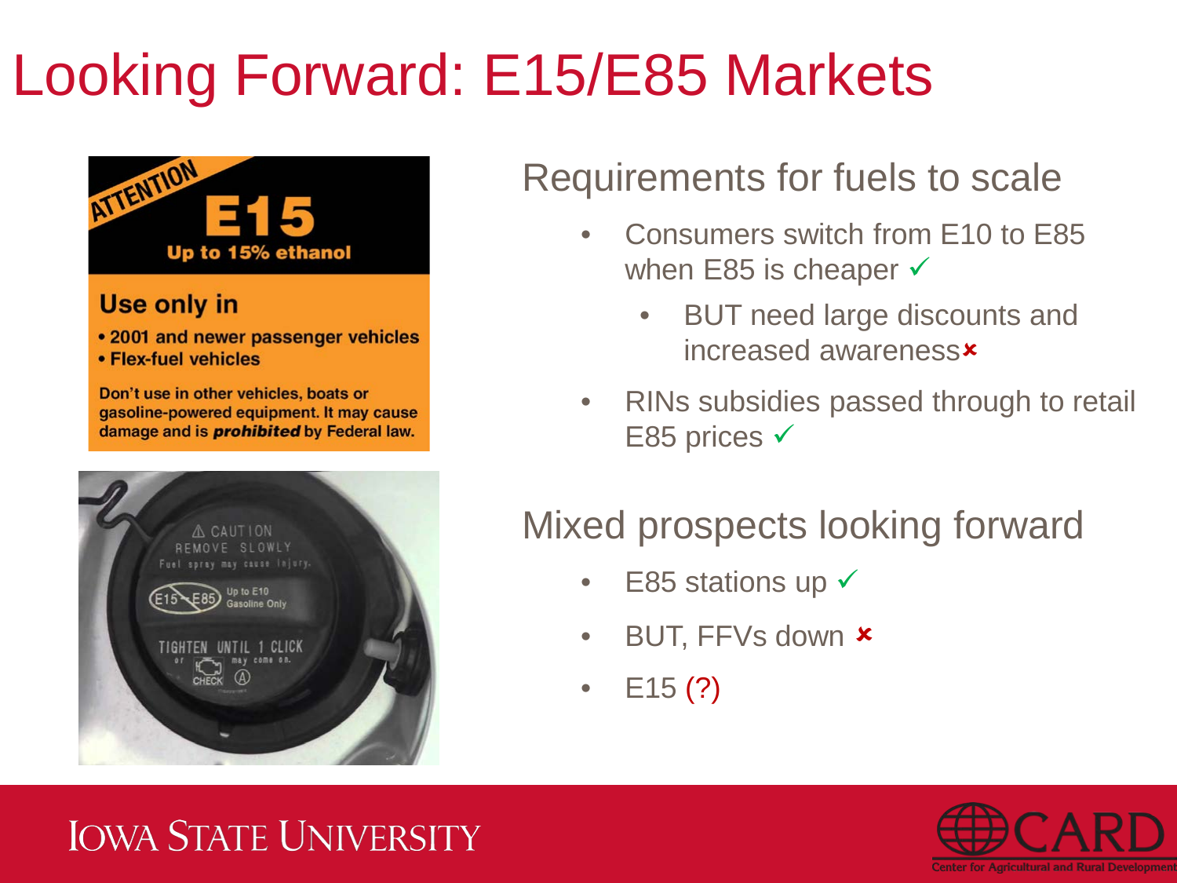# Looking Forward: E15/E85 Markets

## Requirements for fuels to scale

- Consumers switch from E10 to E85 when E85 is cheaper ✓
  - BUT need large discounts and increased awareness ✗
- RINs subsidies passed through to retail E85 prices ✓

## Mixed prospects looking forward

- E85 stations up ✓
- BUT, FFVs down ✗
- E15 (?)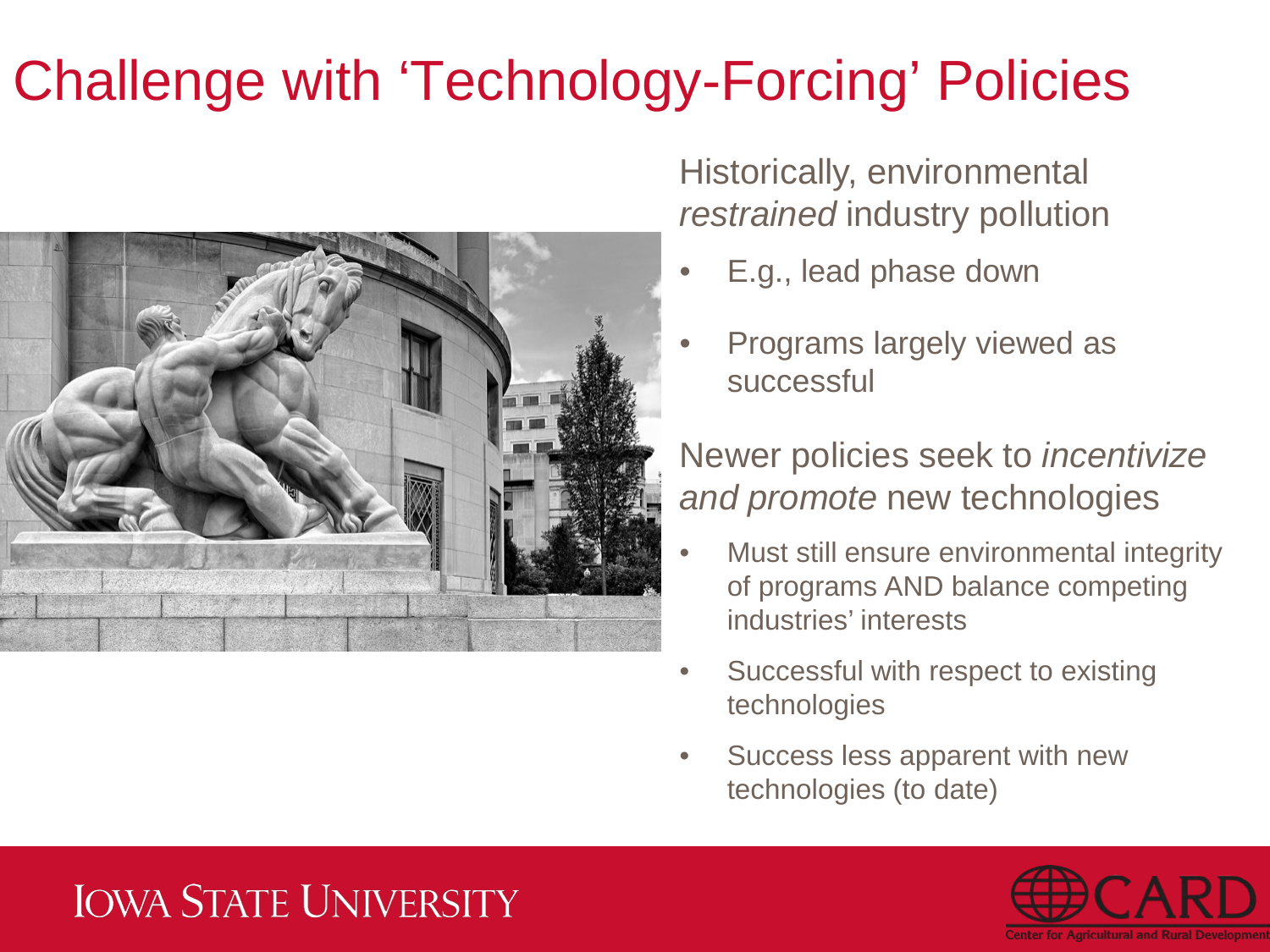# Challenge with 'Technology-Forcing' Policies

Historically, environmental *restrained* industry pollution

- E.g., lead phase down
- Programs largely viewed as successful

Newer policies seek to *incentivize and promote* new technologies

- Must still ensure environmental integrity of programs AND balance competing industries' interests
- Successful with respect to existing technologies
- Success less apparent with new technologies (to date)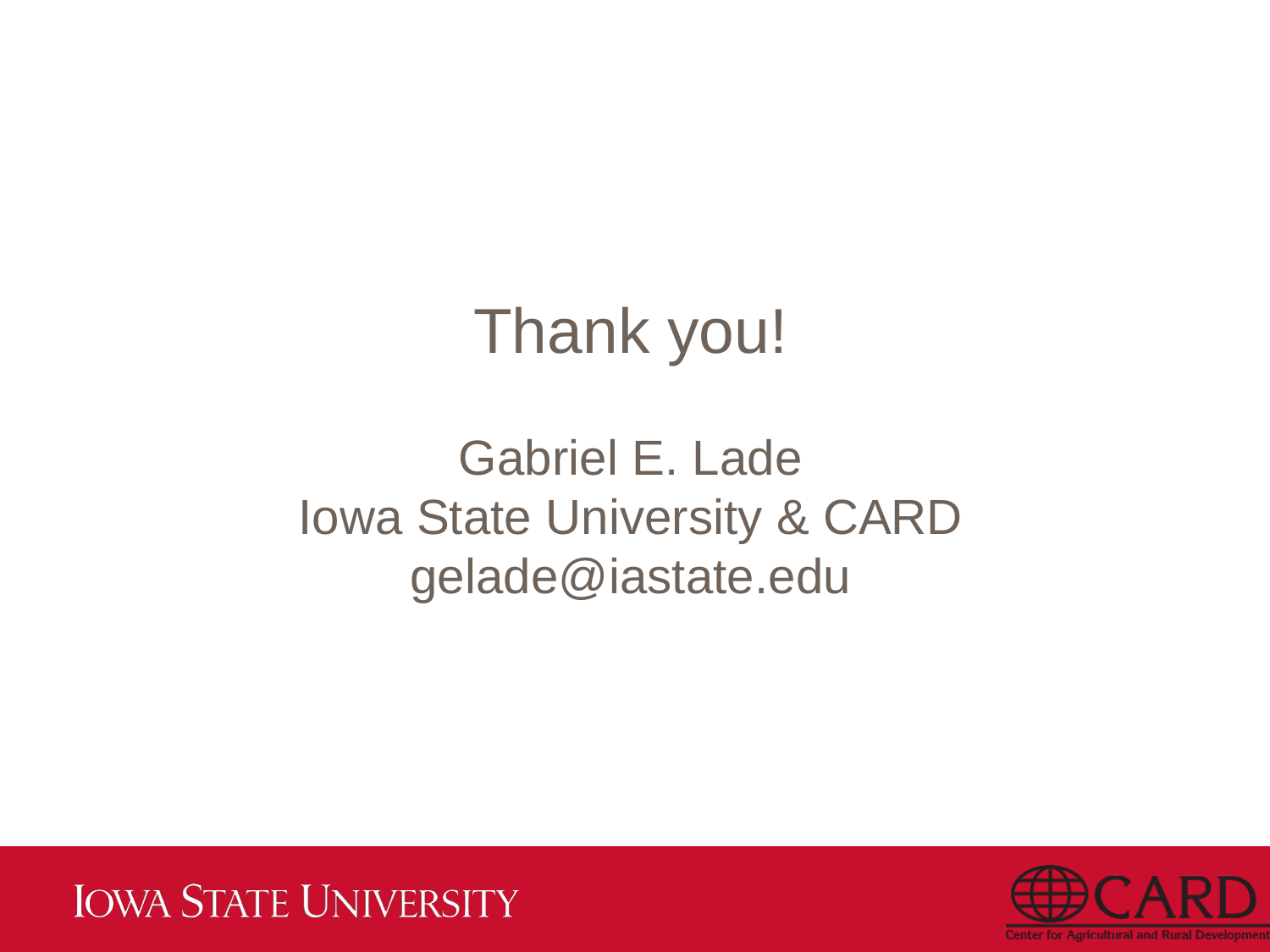# Thank you!

Gabriel E. Lade
Iowa State University & CARD
gelade@iastate.edu